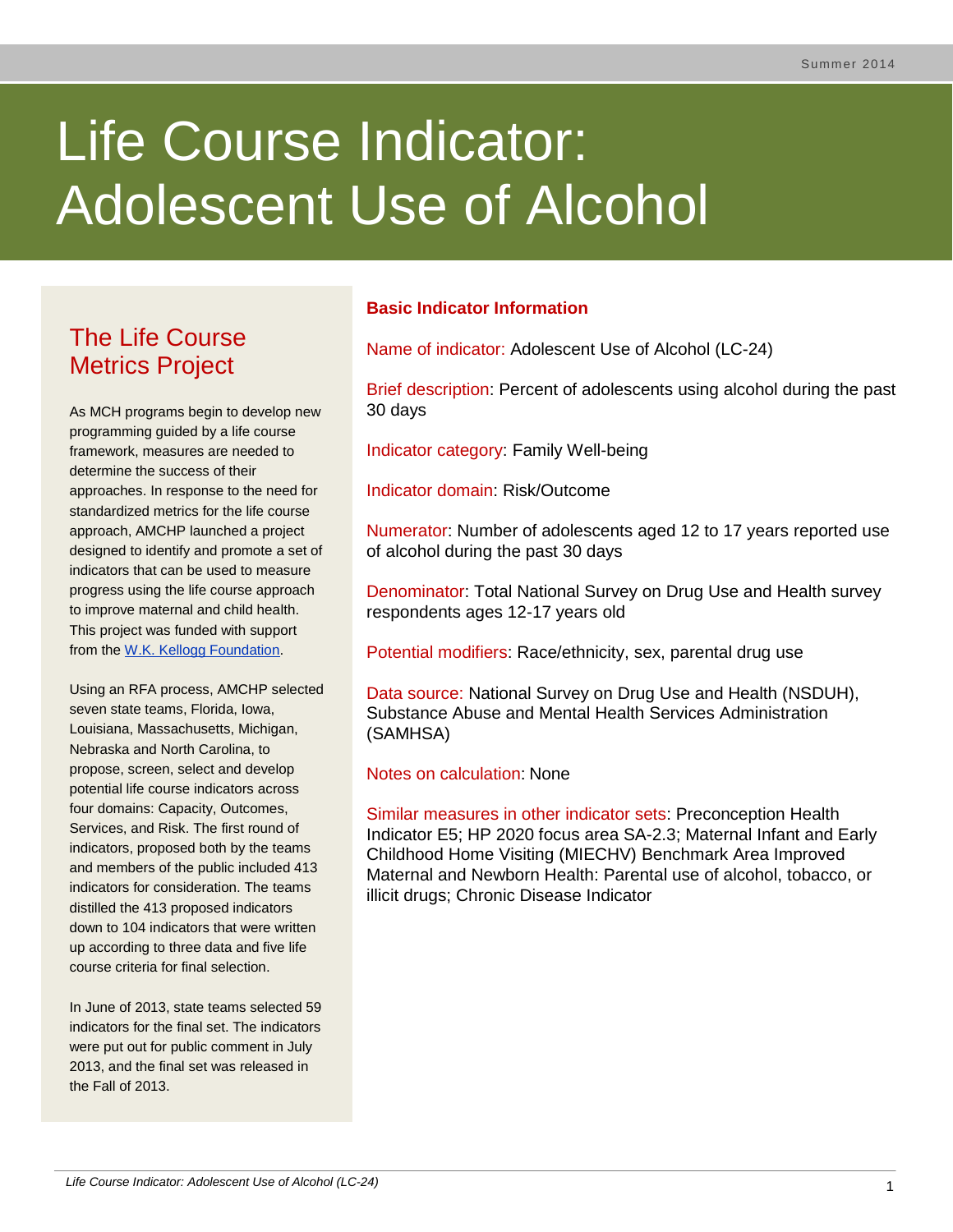Summer 2014

# Life Course Indicator: Adolescent Use of Alcohol

## The Life Course Metrics Project

As MCH programs begin to develop new programming guided by a life course framework, measures are needed to determine the success of their approaches. In response to the need for standardized metrics for the life course approach, AMCHP launched a project designed to identify and promote a set of indicators that can be used to measure progress using the life course approach to improve maternal and child health. This project was funded with support from the W.K. Kellogg Foundation.

Using an RFA process, AMCHP selected seven state teams, Florida, Iowa, Louisiana, Massachusetts, Michigan, Nebraska and North Carolina, to propose, screen, select and develop potential life course indicators across four domains: Capacity, Outcomes, Services, and Risk. The first round of indicators, proposed both by the teams and members of the public included 413 indicators for consideration. The teams distilled the 413 proposed indicators down to 104 indicators that were written up according to three data and five life course criteria for final selection.

In June of 2013, state teams selected 59 indicators for the final set. The indicators were put out for public comment in July 2013, and the final set was released in the Fall of 2013.

## Basic Indicator Information

Name of indicator: Adolescent Use of Alcohol (LC-24)

Brief description: Percent of adolescents using alcohol during the past 30 days

Indicator category: Family Well-being

Indicator domain: Risk/Outcome

Numerator: Number of adolescents aged 12 to 17 years reported use of alcohol during the past 30 days

Denominator: Total National Survey on Drug Use and Health survey respondents ages 12-17 years old

Potential modifiers: Race/ethnicity, sex, parental drug use

Data source: National Survey on Drug Use and Health (NSDUH), Substance Abuse and Mental Health Services Administration (SAMHSA)

Notes on calculation: None

Similar measures in other indicator sets: Preconception Health Indicator E5; HP 2020 focus area SA-2.3; Maternal Infant and Early Childhood Home Visiting (MIECHV) Benchmark Area Improved Maternal and Newborn Health: Parental use of alcohol, tobacco, or illicit drugs; Chronic Disease Indicator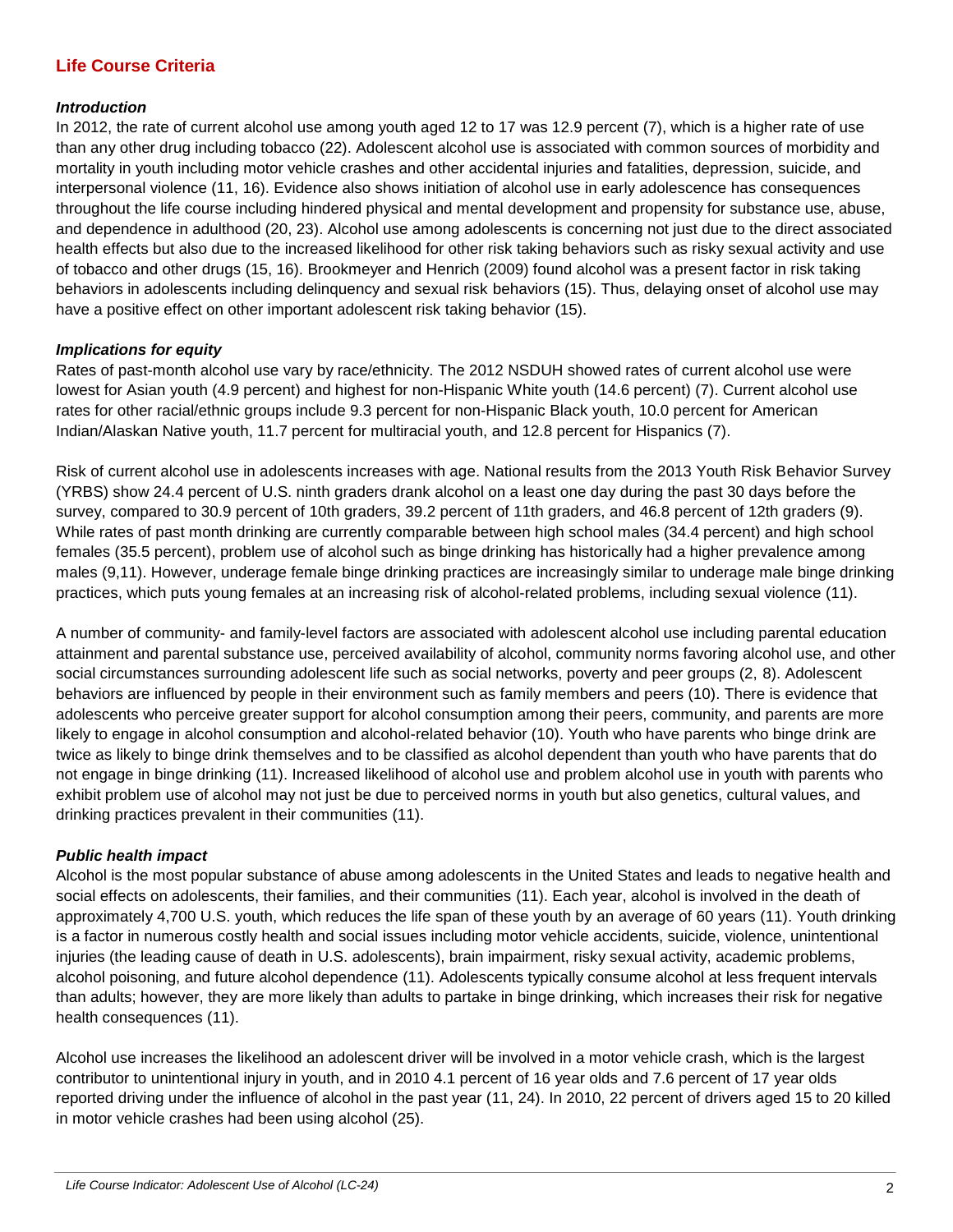## Life Course Criteria

### *Introduction*

In 2012, the rate of current alcohol use among youth aged 12 to 17 was 12.9 percent (7), which is a higher rate of use than any other drug including tobacco (22). Adolescent alcohol use is associated with common sources of morbidity and mortality in youth including motor vehicle crashes and other accidental injuries and fatalities, depression, suicide, and interpersonal violence (11, 16). Evidence also shows initiation of alcohol use in early adolescence has consequences throughout the life course including hindered physical and mental development and propensity for substance use, abuse, and dependence in adulthood (20, 23). Alcohol use among adolescents is concerning not just due to the direct associated health effects but also due to the increased likelihood for other risk taking behaviors such as risky sexual activity and use of tobacco and other drugs (15, 16). Brookmeyer and Henrich (2009) found alcohol was a present factor in risk taking behaviors in adolescents including delinquency and sexual risk behaviors (15). Thus, delaying onset of alcohol use may have a positive effect on other important adolescent risk taking behavior (15).

### *Implications for equity*

Rates of past-month alcohol use vary by race/ethnicity. The 2012 NSDUH showed rates of current alcohol use were lowest for Asian youth (4.9 percent) and highest for non-Hispanic White youth (14.6 percent) (7). Current alcohol use rates for other racial/ethnic groups include 9.3 percent for non-Hispanic Black youth, 10.0 percent for American Indian/Alaskan Native youth, 11.7 percent for multiracial youth, and 12.8 percent for Hispanics (7).

Risk of current alcohol use in adolescents increases with age. National results from the 2013 Youth Risk Behavior Survey (YRBS) show 24.4 percent of U.S. ninth graders drank alcohol on a least one day during the past 30 days before the survey, compared to 30.9 percent of 10th graders, 39.2 percent of 11th graders, and 46.8 percent of 12th graders (9). While rates of past month drinking are currently comparable between high school males (34.4 percent) and high school females (35.5 percent), problem use of alcohol such as binge drinking has historically had a higher prevalence among males (9,11). However, underage female binge drinking practices are increasingly similar to underage male binge drinking practices, which puts young females at an increasing risk of alcohol-related problems, including sexual violence (11).

A number of community- and family-level factors are associated with adolescent alcohol use including parental education attainment and parental substance use, perceived availability of alcohol, community norms favoring alcohol use, and other social circumstances surrounding adolescent life such as social networks, poverty and peer groups (2, 8). Adolescent behaviors are influenced by people in their environment such as family members and peers (10). There is evidence that adolescents who perceive greater support for alcohol consumption among their peers, community, and parents are more likely to engage in alcohol consumption and alcohol-related behavior (10). Youth who have parents who binge drink are twice as likely to binge drink themselves and to be classified as alcohol dependent than youth who have parents that do not engage in binge drinking (11). Increased likelihood of alcohol use and problem alcohol use in youth with parents who exhibit problem use of alcohol may not just be due to perceived norms in youth but also genetics, cultural values, and drinking practices prevalent in their communities (11).

### *Public health impact*

Alcohol is the most popular substance of abuse among adolescents in the United States and leads to negative health and social effects on adolescents, their families, and their communities (11). Each year, alcohol is involved in the death of approximately 4,700 U.S. youth, which reduces the life span of these youth by an average of 60 years (11). Youth drinking is a factor in numerous costly health and social issues including motor vehicle accidents, suicide, violence, unintentional injuries (the leading cause of death in U.S. adolescents), brain impairment, risky sexual activity, academic problems, alcohol poisoning, and future alcohol dependence (11). Adolescents typically consume alcohol at less frequent intervals than adults; however, they are more likely than adults to partake in binge drinking, which increases their risk for negative health consequences (11).

Alcohol use increases the likelihood an adolescent driver will be involved in a motor vehicle crash, which is the largest contributor to unintentional injury in youth, and in 2010 4.1 percent of 16 year olds and 7.6 percent of 17 year olds reported driving under the influence of alcohol in the past year (11, 24). In 2010, 22 percent of drivers aged 15 to 20 killed in motor vehicle crashes had been using alcohol (25).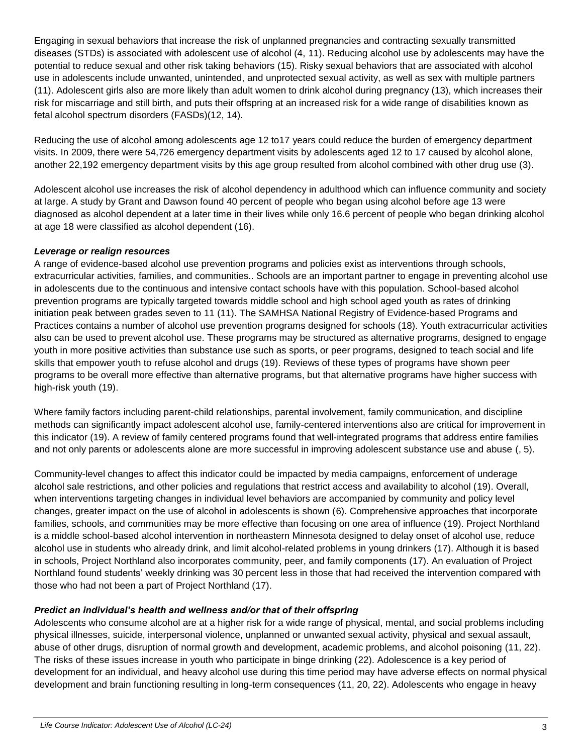Engaging in sexual behaviors that increase the risk of unplanned pregnancies and contracting sexually transmitted diseases (STDs) is associated with adolescent use of alcohol (4, 11). Reducing alcohol use by adolescents may have the potential to reduce sexual and other risk taking behaviors (15). Risky sexual behaviors that are associated with alcohol use in adolescents include unwanted, unintended, and unprotected sexual activity, as well as sex with multiple partners (11). Adolescent girls also are more likely than adult women to drink alcohol during pregnancy (13), which increases their risk for miscarriage and still birth, and puts their offspring at an increased risk for a wide range of disabilities known as fetal alcohol spectrum disorders (FASDs)(12, 14).

Reducing the use of alcohol among adolescents age 12 to17 years could reduce the burden of emergency department visits. In 2009, there were 54,726 emergency department visits by adolescents aged 12 to 17 caused by alcohol alone, another 22,192 emergency department visits by this age group resulted from alcohol combined with other drug use (3).

Adolescent alcohol use increases the risk of alcohol dependency in adulthood which can influence community and society at large. A study by Grant and Dawson found 40 percent of people who began using alcohol before age 13 were diagnosed as alcohol dependent at a later time in their lives while only 16.6 percent of people who began drinking alcohol at age 18 were classified as alcohol dependent (16).

***Leverage or realign resources***

A range of evidence-based alcohol use prevention programs and policies exist as interventions through schools, extracurricular activities, families, and communities.. Schools are an important partner to engage in preventing alcohol use in adolescents due to the continuous and intensive contact schools have with this population. School-based alcohol prevention programs are typically targeted towards middle school and high school aged youth as rates of drinking initiation peak between grades seven to 11 (11). The SAMHSA National Registry of Evidence-based Programs and Practices contains a number of alcohol use prevention programs designed for schools (18). Youth extracurricular activities also can be used to prevent alcohol use. These programs may be structured as alternative programs, designed to engage youth in more positive activities than substance use such as sports, or peer programs, designed to teach social and life skills that empower youth to refuse alcohol and drugs (19). Reviews of these types of programs have shown peer programs to be overall more effective than alternative programs, but that alternative programs have higher success with high-risk youth (19).

Where family factors including parent-child relationships, parental involvement, family communication, and discipline methods can significantly impact adolescent alcohol use, family-centered interventions also are critical for improvement in this indicator (19). A review of family centered programs found that well-integrated programs that address entire families and not only parents or adolescents alone are more successful in improving adolescent substance use and abuse (, 5).

Community-level changes to affect this indicator could be impacted by media campaigns, enforcement of underage alcohol sale restrictions, and other policies and regulations that restrict access and availability to alcohol (19). Overall, when interventions targeting changes in individual level behaviors are accompanied by community and policy level changes, greater impact on the use of alcohol in adolescents is shown (6). Comprehensive approaches that incorporate families, schools, and communities may be more effective than focusing on one area of influence (19). Project Northland is a middle school-based alcohol intervention in northeastern Minnesota designed to delay onset of alcohol use, reduce alcohol use in students who already drink, and limit alcohol-related problems in young drinkers (17). Although it is based in schools, Project Northland also incorporates community, peer, and family components (17). An evaluation of Project Northland found students' weekly drinking was 30 percent less in those that had received the intervention compared with those who had not been a part of Project Northland (17).

***Predict an individual's health and wellness and/or that of their offspring***

Adolescents who consume alcohol are at a higher risk for a wide range of physical, mental, and social problems including physical illnesses, suicide, interpersonal violence, unplanned or unwanted sexual activity, physical and sexual assault, abuse of other drugs, disruption of normal growth and development, academic problems, and alcohol poisoning (11, 22). The risks of these issues increase in youth who participate in binge drinking (22). Adolescence is a key period of development for an individual, and heavy alcohol use during this time period may have adverse effects on normal physical development and brain functioning resulting in long-term consequences (11, 20, 22). Adolescents who engage in heavy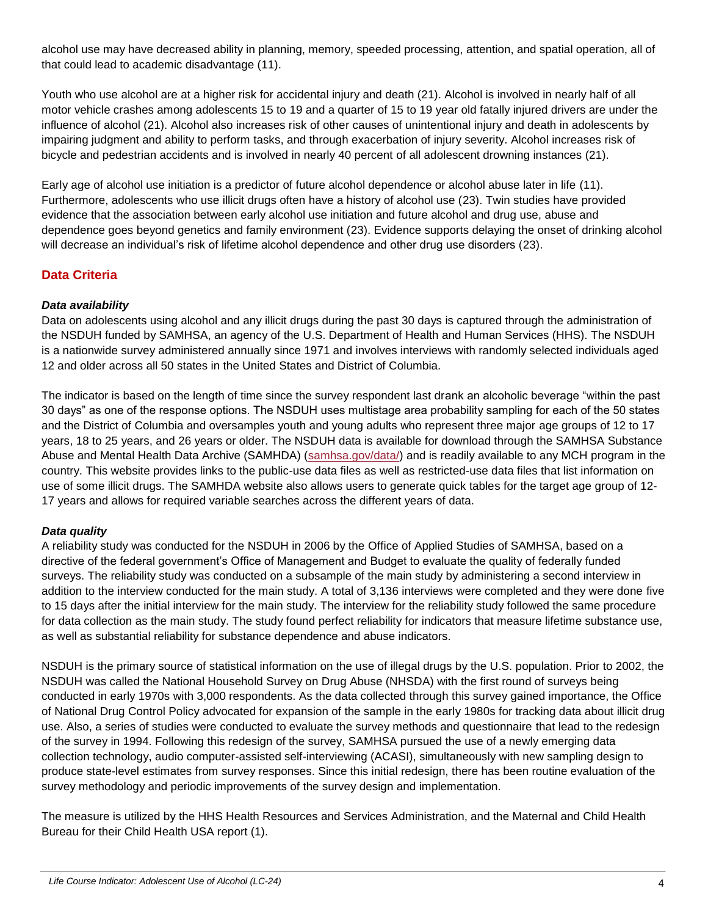alcohol use may have decreased ability in planning, memory, speeded processing, attention, and spatial operation, all of that could lead to academic disadvantage (11).

Youth who use alcohol are at a higher risk for accidental injury and death (21). Alcohol is involved in nearly half of all motor vehicle crashes among adolescents 15 to 19 and a quarter of 15 to 19 year old fatally injured drivers are under the influence of alcohol (21). Alcohol also increases risk of other causes of unintentional injury and death in adolescents by impairing judgment and ability to perform tasks, and through exacerbation of injury severity. Alcohol increases risk of bicycle and pedestrian accidents and is involved in nearly 40 percent of all adolescent drowning instances (21).

Early age of alcohol use initiation is a predictor of future alcohol dependence or alcohol abuse later in life (11). Furthermore, adolescents who use illicit drugs often have a history of alcohol use (23). Twin studies have provided evidence that the association between early alcohol use initiation and future alcohol and drug use, abuse and dependence goes beyond genetics and family environment (23). Evidence supports delaying the onset of drinking alcohol will decrease an individual's risk of lifetime alcohol dependence and other drug use disorders (23).

## Data Criteria

### *Data availability*

Data on adolescents using alcohol and any illicit drugs during the past 30 days is captured through the administration of the NSDUH funded by SAMHSA, an agency of the U.S. Department of Health and Human Services (HHS). The NSDUH is a nationwide survey administered annually since 1971 and involves interviews with randomly selected individuals aged 12 and older across all 50 states in the United States and District of Columbia.

The indicator is based on the length of time since the survey respondent last drank an alcoholic beverage "within the past 30 days" as one of the response options. The NSDUH uses multistage area probability sampling for each of the 50 states and the District of Columbia and oversamples youth and young adults who represent three major age groups of 12 to 17 years, 18 to 25 years, and 26 years or older. The NSDUH data is available for download through the SAMHSA Substance Abuse and Mental Health Data Archive (SAMHDA) (samhsa.gov/data/) and is readily available to any MCH program in the country. This website provides links to the public-use data files as well as restricted-use data files that list information on use of some illicit drugs. The SAMHDA website also allows users to generate quick tables for the target age group of 12-17 years and allows for required variable searches across the different years of data.

### *Data quality*

A reliability study was conducted for the NSDUH in 2006 by the Office of Applied Studies of SAMHSA, based on a directive of the federal government's Office of Management and Budget to evaluate the quality of federally funded surveys. The reliability study was conducted on a subsample of the main study by administering a second interview in addition to the interview conducted for the main study. A total of 3,136 interviews were completed and they were done five to 15 days after the initial interview for the main study. The interview for the reliability study followed the same procedure for data collection as the main study. The study found perfect reliability for indicators that measure lifetime substance use, as well as substantial reliability for substance dependence and abuse indicators.

NSDUH is the primary source of statistical information on the use of illegal drugs by the U.S. population. Prior to 2002, the NSDUH was called the National Household Survey on Drug Abuse (NHSDA) with the first round of surveys being conducted in early 1970s with 3,000 respondents. As the data collected through this survey gained importance, the Office of National Drug Control Policy advocated for expansion of the sample in the early 1980s for tracking data about illicit drug use. Also, a series of studies were conducted to evaluate the survey methods and questionnaire that lead to the redesign of the survey in 1994. Following this redesign of the survey, SAMHSA pursued the use of a newly emerging data collection technology, audio computer-assisted self-interviewing (ACASI), simultaneously with new sampling design to produce state-level estimates from survey responses. Since this initial redesign, there has been routine evaluation of the survey methodology and periodic improvements of the survey design and implementation.

The measure is utilized by the HHS Health Resources and Services Administration, and the Maternal and Child Health Bureau for their Child Health USA report (1).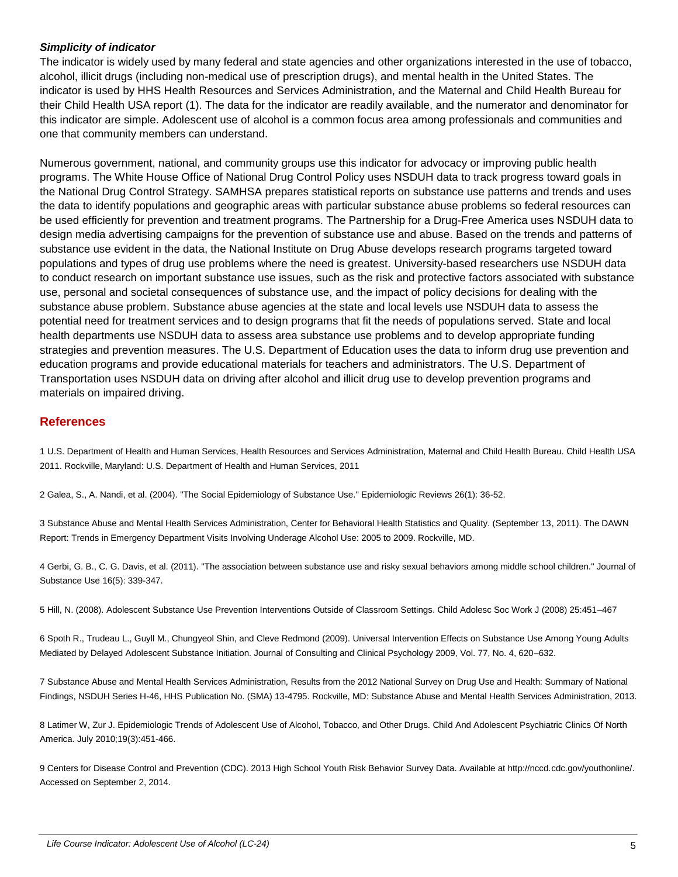***Simplicity of indicator***

The indicator is widely used by many federal and state agencies and other organizations interested in the use of tobacco, alcohol, illicit drugs (including non-medical use of prescription drugs), and mental health in the United States. The indicator is used by HHS Health Resources and Services Administration, and the Maternal and Child Health Bureau for their Child Health USA report (1). The data for the indicator are readily available, and the numerator and denominator for this indicator are simple. Adolescent use of alcohol is a common focus area among professionals and communities and one that community members can understand.

Numerous government, national, and community groups use this indicator for advocacy or improving public health programs. The White House Office of National Drug Control Policy uses NSDUH data to track progress toward goals in the National Drug Control Strategy. SAMHSA prepares statistical reports on substance use patterns and trends and uses the data to identify populations and geographic areas with particular substance abuse problems so federal resources can be used efficiently for prevention and treatment programs. The Partnership for a Drug-Free America uses NSDUH data to design media advertising campaigns for the prevention of substance use and abuse. Based on the trends and patterns of substance use evident in the data, the National Institute on Drug Abuse develops research programs targeted toward populations and types of drug use problems where the need is greatest. University-based researchers use NSDUH data to conduct research on important substance use issues, such as the risk and protective factors associated with substance use, personal and societal consequences of substance use, and the impact of policy decisions for dealing with the substance abuse problem. Substance abuse agencies at the state and local levels use NSDUH data to assess the potential need for treatment services and to design programs that fit the needs of populations served. State and local health departments use NSDUH data to assess area substance use problems and to develop appropriate funding strategies and prevention measures. The U.S. Department of Education uses the data to inform drug use prevention and education programs and provide educational materials for teachers and administrators. The U.S. Department of Transportation uses NSDUH data on driving after alcohol and illicit drug use to develop prevention programs and materials on impaired driving.

## References

1 U.S. Department of Health and Human Services, Health Resources and Services Administration, Maternal and Child Health Bureau. Child Health USA 2011. Rockville, Maryland: U.S. Department of Health and Human Services, 2011

2 Galea, S., A. Nandi, et al. (2004). "The Social Epidemiology of Substance Use." Epidemiologic Reviews 26(1): 36-52.

3 Substance Abuse and Mental Health Services Administration, Center for Behavioral Health Statistics and Quality. (September 13, 2011). The DAWN Report: Trends in Emergency Department Visits Involving Underage Alcohol Use: 2005 to 2009. Rockville, MD.

4 Gerbi, G. B., C. G. Davis, et al. (2011). "The association between substance use and risky sexual behaviors among middle school children." Journal of Substance Use 16(5): 339-347.

5 Hill, N. (2008). Adolescent Substance Use Prevention Interventions Outside of Classroom Settings. Child Adolesc Soc Work J (2008) 25:451–467

6 Spoth R., Trudeau L., Guyll M., Chungyeol Shin, and Cleve Redmond (2009). Universal Intervention Effects on Substance Use Among Young Adults Mediated by Delayed Adolescent Substance Initiation. Journal of Consulting and Clinical Psychology 2009, Vol. 77, No. 4, 620–632.

7 Substance Abuse and Mental Health Services Administration, Results from the 2012 National Survey on Drug Use and Health: Summary of National Findings, NSDUH Series H-46, HHS Publication No. (SMA) 13-4795. Rockville, MD: Substance Abuse and Mental Health Services Administration, 2013.

8 Latimer W, Zur J. Epidemiologic Trends of Adolescent Use of Alcohol, Tobacco, and Other Drugs. Child And Adolescent Psychiatric Clinics Of North America. July 2010;19(3):451-466.

9 Centers for Disease Control and Prevention (CDC). 2013 High School Youth Risk Behavior Survey Data. Available at http://nccd.cdc.gov/youthonline/. Accessed on September 2, 2014.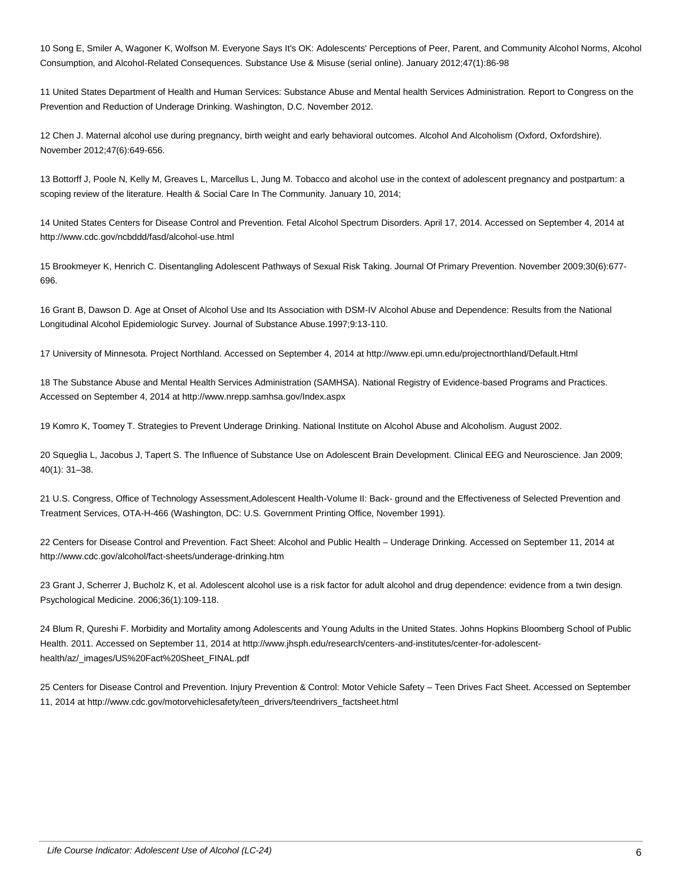10 Song E, Smiler A, Wagoner K, Wolfson M. Everyone Says It's OK: Adolescents' Perceptions of Peer, Parent, and Community Alcohol Norms, Alcohol Consumption, and Alcohol-Related Consequences. Substance Use & Misuse (serial online). January 2012;47(1):86-98

11 United States Department of Health and Human Services: Substance Abuse and Mental health Services Administration. Report to Congress on the Prevention and Reduction of Underage Drinking. Washington, D.C. November 2012.

12 Chen J. Maternal alcohol use during pregnancy, birth weight and early behavioral outcomes. Alcohol And Alcoholism (Oxford, Oxfordshire). November 2012;47(6):649-656.

13 Bottorff J, Poole N, Kelly M, Greaves L, Marcellus L, Jung M. Tobacco and alcohol use in the context of adolescent pregnancy and postpartum: a scoping review of the literature. Health & Social Care In The Community. January 10, 2014;

14 United States Centers for Disease Control and Prevention. Fetal Alcohol Spectrum Disorders. April 17, 2014. Accessed on September 4, 2014 at http://www.cdc.gov/ncbddd/fasd/alcohol-use.html

15 Brookmeyer K, Henrich C. Disentangling Adolescent Pathways of Sexual Risk Taking. Journal Of Primary Prevention. November 2009;30(6):677-696.

16 Grant B, Dawson D. Age at Onset of Alcohol Use and Its Association with DSM-IV Alcohol Abuse and Dependence: Results from the National Longitudinal Alcohol Epidemiologic Survey. Journal of Substance Abuse.1997;9:13-110.

17 University of Minnesota. Project Northland. Accessed on September 4, 2014 at http://www.epi.umn.edu/projectnorthland/Default.Html

18 The Substance Abuse and Mental Health Services Administration (SAMHSA). National Registry of Evidence-based Programs and Practices. Accessed on September 4, 2014 at http://www.nrepp.samhsa.gov/Index.aspx

19 Komro K, Toomey T. Strategies to Prevent Underage Drinking. National Institute on Alcohol Abuse and Alcoholism. August 2002.

20 Squeglia L, Jacobus J, Tapert S. The Influence of Substance Use on Adolescent Brain Development. Clinical EEG and Neuroscience. Jan 2009; 40(1): 31–38.

21 U.S. Congress, Office of Technology Assessment,Adolescent Health-Volume II: Back- ground and the Effectiveness of Selected Prevention and Treatment Services, OTA-H-466 (Washington, DC: U.S. Government Printing Office, November 1991).

22 Centers for Disease Control and Prevention. Fact Sheet: Alcohol and Public Health – Underage Drinking. Accessed on September 11, 2014 at http://www.cdc.gov/alcohol/fact-sheets/underage-drinking.htm

23 Grant J, Scherrer J, Bucholz K, et al. Adolescent alcohol use is a risk factor for adult alcohol and drug dependence: evidence from a twin design. Psychological Medicine. 2006;36(1):109-118.

24 Blum R, Qureshi F. Morbidity and Mortality among Adolescents and Young Adults in the United States. Johns Hopkins Bloomberg School of Public Health. 2011. Accessed on September 11, 2014 at http://www.jhsph.edu/research/centers-and-institutes/center-for-adolescent-health/az/_images/US%20Fact%20Sheet_FINAL.pdf

25 Centers for Disease Control and Prevention. Injury Prevention & Control: Motor Vehicle Safety – Teen Drives Fact Sheet. Accessed on September 11, 2014 at http://www.cdc.gov/motorvehiclesafety/teen_drivers/teendrivers_factsheet.html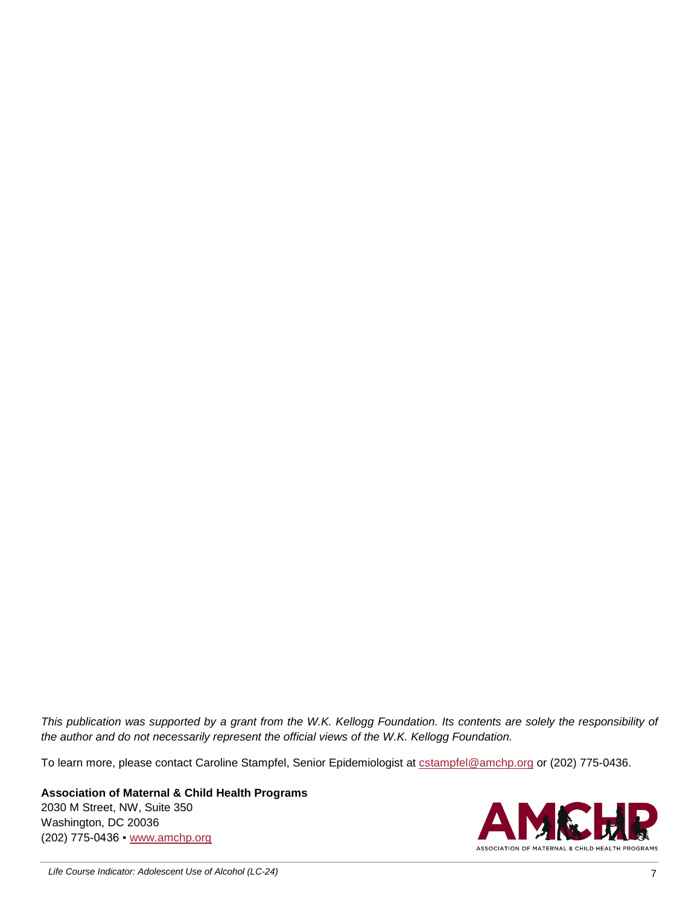*This publication was supported by a grant from the W.K. Kellogg Foundation. Its contents are solely the responsibility of the author and do not necessarily represent the official views of the W.K. Kellogg Foundation.*

To learn more, please contact Caroline Stampfel, Senior Epidemiologist at cstampfel@amchp.org or (202) 775-0436.

**Association of Maternal & Child Health Programs**
2030 M Street, NW, Suite 350
Washington, DC 20036
(202) 775-0436 ▪ www.amchp.org

AMCHP
ASSOCIATION OF MATERNAL & CHILD HEALTH PROGRAMS